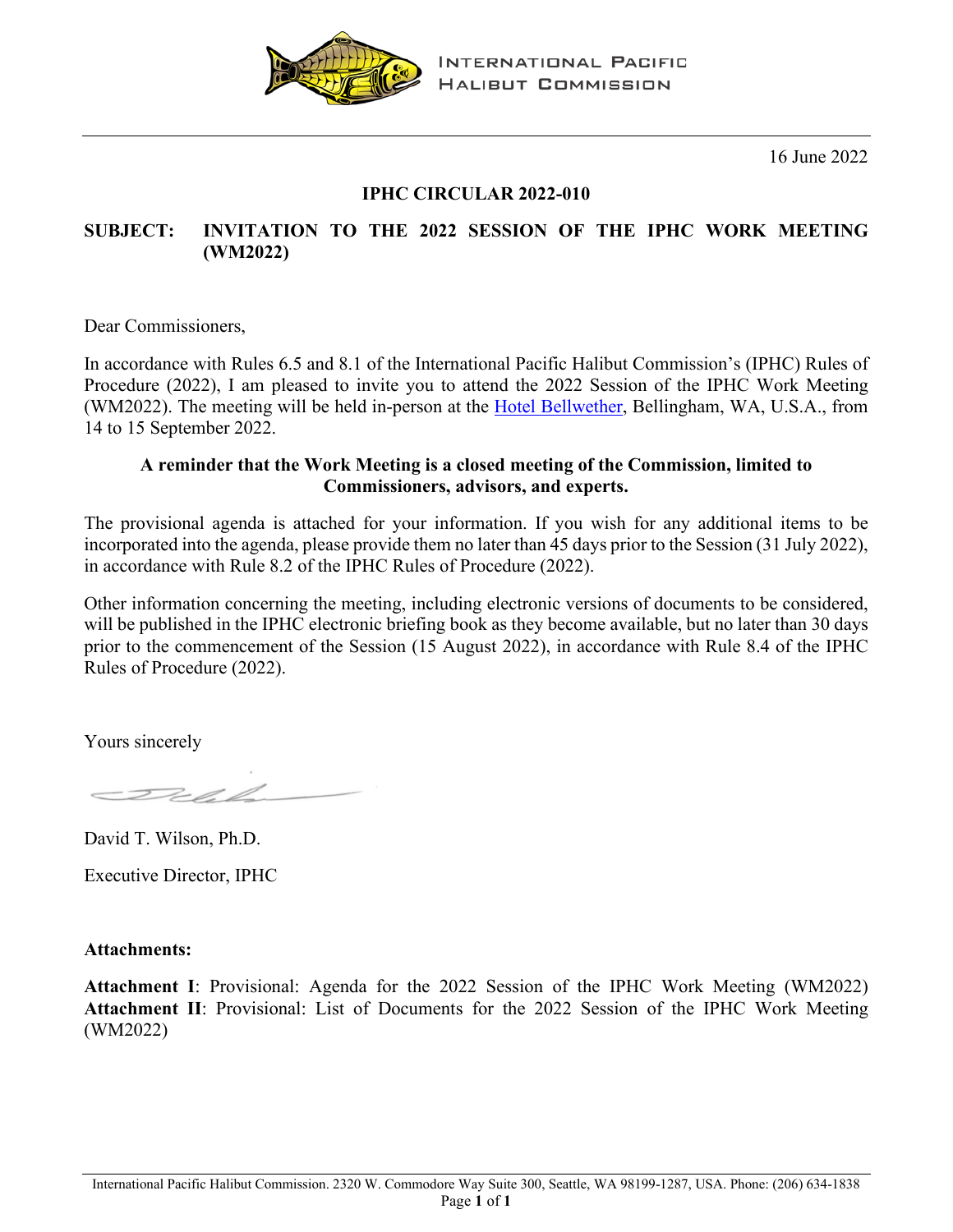INTERNATIONAL PACIFIC HALIBUT COMMISSION

16 June 2022

**IPHC CIRCULAR 2022-010**

**SUBJECT: INVITATION TO THE 2022 SESSION OF THE IPHC WORK MEETING (WM2022)**

Dear Commissioners,

In accordance with Rules 6.5 and 8.1 of the International Pacific Halibut Commission's (IPHC) Rules of Procedure (2022), I am pleased to invite you to attend the 2022 Session of the IPHC Work Meeting (WM2022). The meeting will be held in-person at the Hotel Bellwether, Bellingham, WA, U.S.A., from 14 to 15 September 2022.

**A reminder that the Work Meeting is a closed meeting of the Commission, limited to Commissioners, advisors, and experts.**

The provisional agenda is attached for your information. If you wish for any additional items to be incorporated into the agenda, please provide them no later than 45 days prior to the Session (31 July 2022), in accordance with Rule 8.2 of the IPHC Rules of Procedure (2022).

Other information concerning the meeting, including electronic versions of documents to be considered, will be published in the IPHC electronic briefing book as they become available, but no later than 30 days prior to the commencement of the Session (15 August 2022), in accordance with Rule 8.4 of the IPHC Rules of Procedure (2022).

Yours sincerely

David T. Wilson, Ph.D.

Executive Director, IPHC

**Attachments:**

**Attachment I**: Provisional: Agenda for the 2022 Session of the IPHC Work Meeting (WM2022)
**Attachment II**: Provisional: List of Documents for the 2022 Session of the IPHC Work Meeting (WM2022)

International Pacific Halibut Commission. 2320 W. Commodore Way Suite 300, Seattle, WA 98199-1287, USA. Phone: (206) 634-1838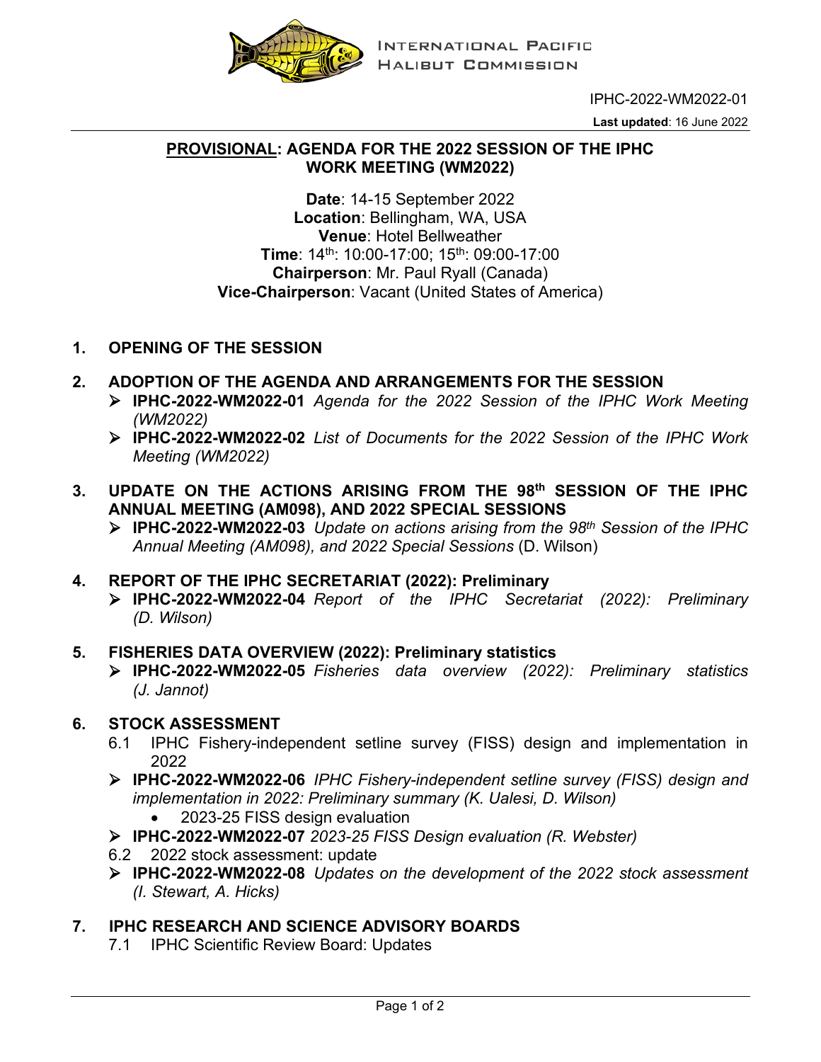IPHC-2022-WM2022-01

**Last updated**: 16 June 2022

## PROVISIONAL: AGENDA FOR THE 2022 SESSION OF THE IPHC WORK MEETING (WM2022)

**Date**: 14-15 September 2022
**Location**: Bellingham, WA, USA
**Venue**: Hotel Bellweather
**Time**: 14th: 10:00-17:00; 15th: 09:00-17:00
**Chairperson**: Mr. Paul Ryall (Canada)
**Vice-Chairperson**: Vacant (United States of America)

### 1. OPENING OF THE SESSION

### 2. ADOPTION OF THE AGENDA AND ARRANGEMENTS FOR THE SESSION

- **IPHC-2022-WM2022-01** *Agenda for the 2022 Session of the IPHC Work Meeting (WM2022)*
- **IPHC-2022-WM2022-02** *List of Documents for the 2022 Session of the IPHC Work Meeting (WM2022)*

### 3. UPDATE ON THE ACTIONS ARISING FROM THE 98th SESSION OF THE IPHC ANNUAL MEETING (AM098), AND 2022 SPECIAL SESSIONS

- **IPHC-2022-WM2022-03** *Update on actions arising from the 98th Session of the IPHC Annual Meeting (AM098), and 2022 Special Sessions* (D. Wilson)

### 4. REPORT OF THE IPHC SECRETARIAT (2022): Preliminary

- **IPHC-2022-WM2022-04** *Report of the IPHC Secretariat (2022): Preliminary (D. Wilson)*

### 5. FISHERIES DATA OVERVIEW (2022): Preliminary statistics

- **IPHC-2022-WM2022-05** *Fisheries data overview (2022): Preliminary statistics (J. Jannot)*

### 6. STOCK ASSESSMENT

6.1 IPHC Fishery-independent setline survey (FISS) design and implementation in 2022

- **IPHC-2022-WM2022-06** *IPHC Fishery-independent setline survey (FISS) design and implementation in 2022: Preliminary summary (K. Ualesi, D. Wilson)*
  - 2023-25 FISS design evaluation
- **IPHC-2022-WM2022-07** *2023-25 FISS Design evaluation (R. Webster)*

6.2 2022 stock assessment: update

- **IPHC-2022-WM2022-08** *Updates on the development of the 2022 stock assessment (I. Stewart, A. Hicks)*

### 7. IPHC RESEARCH AND SCIENCE ADVISORY BOARDS

7.1 IPHC Scientific Review Board: Updates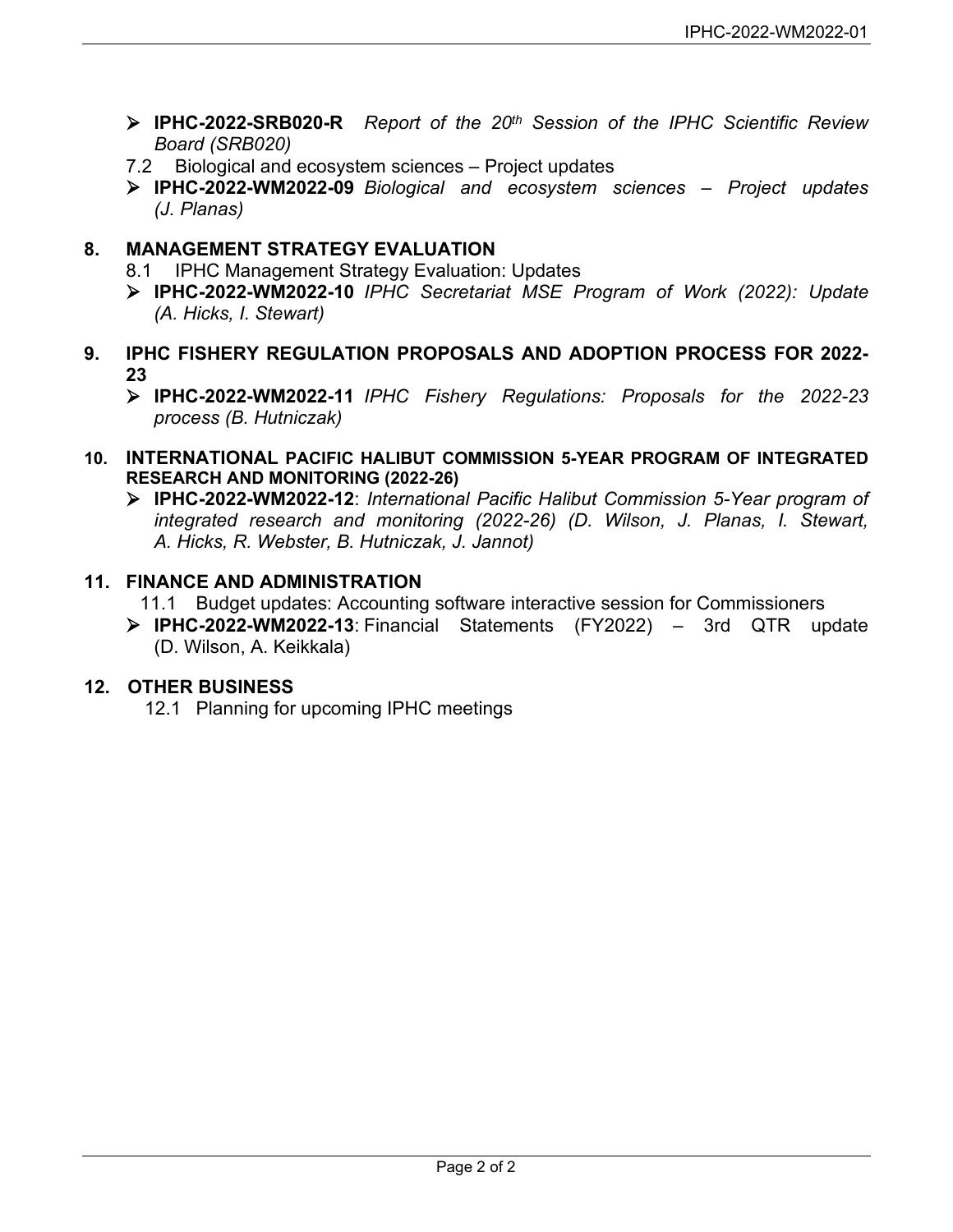- **IPHC-2022-SRB020-R** *Report of the 20th Session of the IPHC Scientific Review Board (SRB020)*

7.2 Biological and ecosystem sciences – Project updates

- **IPHC-2022-WM2022-09** *Biological and ecosystem sciences – Project updates (J. Planas)*

## 8. MANAGEMENT STRATEGY EVALUATION

8.1 IPHC Management Strategy Evaluation: Updates

- **IPHC-2022-WM2022-10** *IPHC Secretariat MSE Program of Work (2022): Update (A. Hicks, I. Stewart)*

## 9. IPHC FISHERY REGULATION PROPOSALS AND ADOPTION PROCESS FOR 2022-23

- **IPHC-2022-WM2022-11** *IPHC Fishery Regulations: Proposals for the 2022-23 process (B. Hutniczak)*

## 10. INTERNATIONAL PACIFIC HALIBUT COMMISSION 5-YEAR PROGRAM OF INTEGRATED RESEARCH AND MONITORING (2022-26)

- **IPHC-2022-WM2022-12**: *International Pacific Halibut Commission 5-Year program of integrated research and monitoring (2022-26) (D. Wilson, J. Planas, I. Stewart, A. Hicks, R. Webster, B. Hutniczak, J. Jannot)*

## 11. FINANCE AND ADMINISTRATION

11.1 Budget updates: Accounting software interactive session for Commissioners

- **IPHC-2022-WM2022-13**: Financial Statements (FY2022) – 3rd QTR update (D. Wilson, A. Keikkala)

## 12. OTHER BUSINESS

12.1 Planning for upcoming IPHC meetings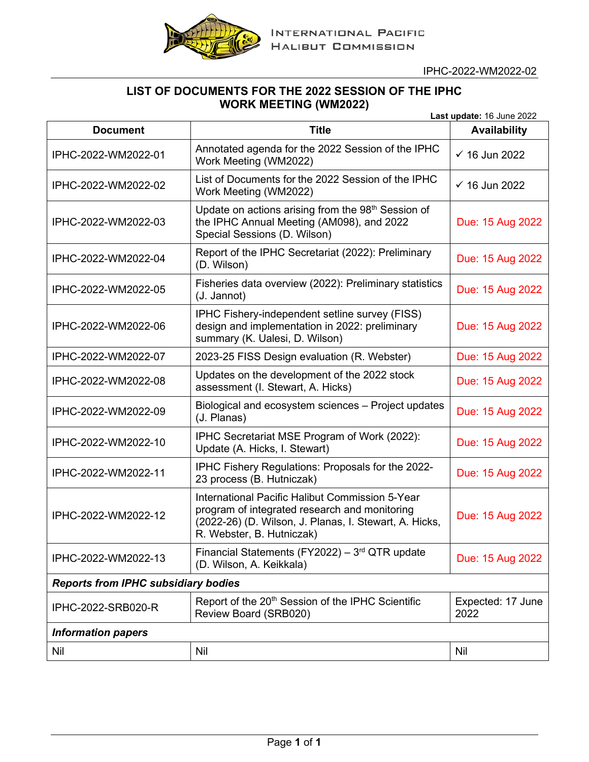INTERNATIONAL PACIFIC HALIBUT COMMISSION

IPHC-2022-WM2022-02

# LIST OF DOCUMENTS FOR THE 2022 SESSION OF THE IPHC WORK MEETING (WM2022)

**Last update:** 16 June 2022

| Document | Title | Availability |
|---|---|---|
| IPHC-2022-WM2022-01 | Annotated agenda for the 2022 Session of the IPHC Work Meeting (WM2022) | ✓ 16 Jun 2022 |
| IPHC-2022-WM2022-02 | List of Documents for the 2022 Session of the IPHC Work Meeting (WM2022) | ✓ 16 Jun 2022 |
| IPHC-2022-WM2022-03 | Update on actions arising from the 98th Session of the IPHC Annual Meeting (AM098), and 2022 Special Sessions (D. Wilson) | Due: 15 Aug 2022 |
| IPHC-2022-WM2022-04 | Report of the IPHC Secretariat (2022): Preliminary (D. Wilson) | Due: 15 Aug 2022 |
| IPHC-2022-WM2022-05 | Fisheries data overview (2022): Preliminary statistics (J. Jannot) | Due: 15 Aug 2022 |
| IPHC-2022-WM2022-06 | IPHC Fishery-independent setline survey (FISS) design and implementation in 2022: preliminary summary (K. Ualesi, D. Wilson) | Due: 15 Aug 2022 |
| IPHC-2022-WM2022-07 | 2023-25 FISS Design evaluation (R. Webster) | Due: 15 Aug 2022 |
| IPHC-2022-WM2022-08 | Updates on the development of the 2022 stock assessment (I. Stewart, A. Hicks) | Due: 15 Aug 2022 |
| IPHC-2022-WM2022-09 | Biological and ecosystem sciences – Project updates (J. Planas) | Due: 15 Aug 2022 |
| IPHC-2022-WM2022-10 | IPHC Secretariat MSE Program of Work (2022): Update (A. Hicks, I. Stewart) | Due: 15 Aug 2022 |
| IPHC-2022-WM2022-11 | IPHC Fishery Regulations: Proposals for the 2022-23 process (B. Hutniczak) | Due: 15 Aug 2022 |
| IPHC-2022-WM2022-12 | International Pacific Halibut Commission 5-Year program of integrated research and monitoring (2022-26) (D. Wilson, J. Planas, I. Stewart, A. Hicks, R. Webster, B. Hutniczak) | Due: 15 Aug 2022 |
| IPHC-2022-WM2022-13 | Financial Statements (FY2022) – 3rd QTR update (D. Wilson, A. Keikkala) | Due: 15 Aug 2022 |
| ***Reports from IPHC subsidiary bodies*** | | |
| IPHC-2022-SRB020-R | Report of the 20th Session of the IPHC Scientific Review Board (SRB020) | Expected: 17 June 2022 |
| ***Information papers*** | | |
| Nil | Nil | Nil |